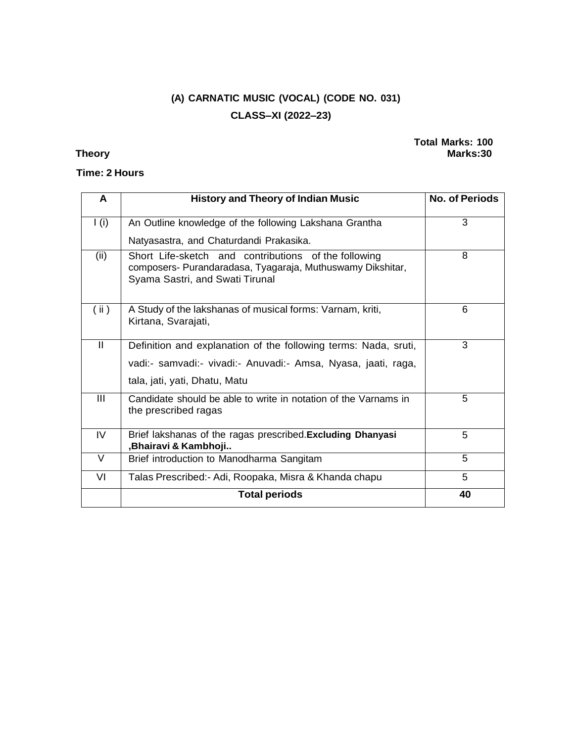# (A) CARNATIC MUSIC (VOCAL) (CODE NO. 031)

## CLASS–XI (2022–23)

**Total Marks: 100**

**Theory** **Marks:30**

**Time: 2 Hours**

| A | History and Theory of Indian Music | No. of Periods |
|---|---|---|
| I (i) | An Outline knowledge of the following Lakshana Grantha Natyasastra, and Chaturdandi Prakasika. | 3 |
| (ii) | Short Life-sketch and contributions of the following composers- Purandaradasa, Tyagaraja, Muthuswamy Dikshitar, Syama Sastri, and Swati Tirunal | 8 |
| ( ii ) | A Study of the lakshanas of musical forms: Varnam, kriti, Kirtana, Svarajati, | 6 |
| II | Definition and explanation of the following terms: Nada, sruti, vadi:- samvadi:- vivadi:- Anuvadi:- Amsa, Nyasa, jaati, raga, tala, jati, yati, Dhatu, Matu | 3 |
| III | Candidate should be able to write in notation of the Varnams in the prescribed ragas | 5 |
| IV | Brief lakshanas of the ragas prescribed.**Excluding Dhanyasi ,Bhairavi & Kambhoji..** | 5 |
| V | Brief introduction to Manodharma Sangitam | 5 |
| VI | Talas Prescribed:- Adi, Roopaka, Misra & Khanda chapu | 5 |
| | **Total periods** | **40** |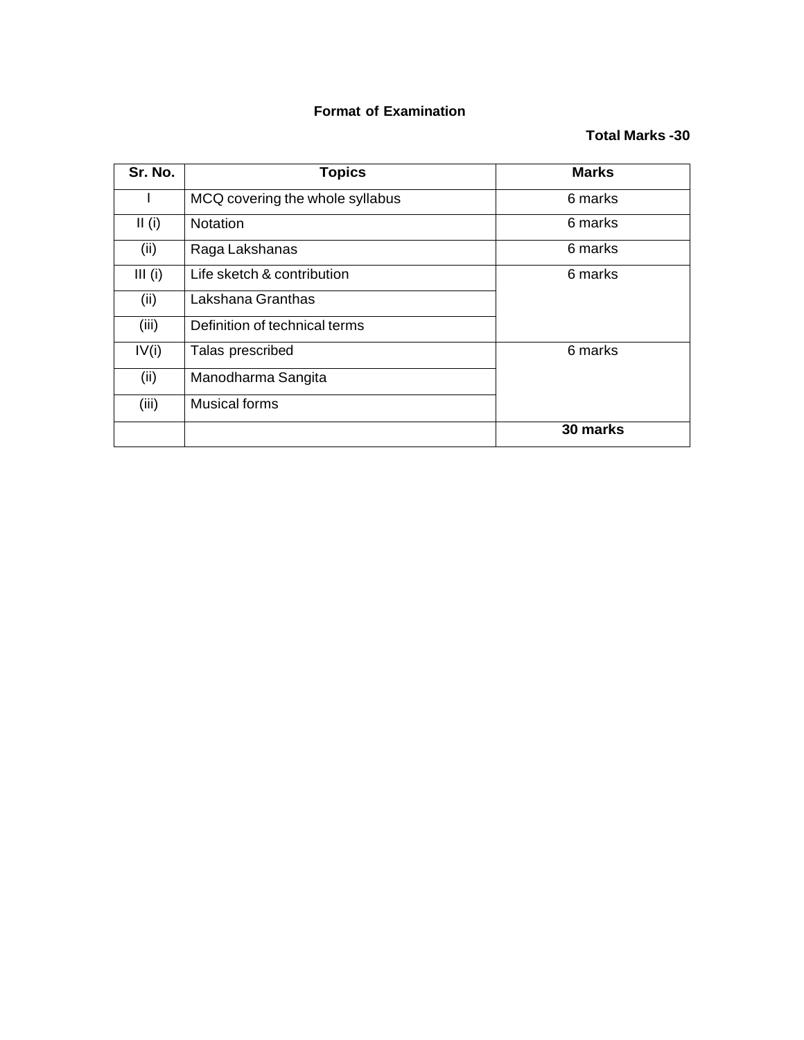**Format of Examination**

**Total Marks -30**

| Sr. No. | Topics | Marks |
|---|---|---|
| I | MCQ covering the whole syllabus | 6 marks |
| II (i) | Notation | 6 marks |
| (ii) | Raga Lakshanas | 6 marks |
| III (i) | Life sketch & contribution | 6 marks |
| (ii) | Lakshana Granthas | |
| (iii) | Definition of technical terms | |
| IV(i) | Talas prescribed | 6 marks |
| (ii) | Manodharma Sangita | |
| (iii) | Musical forms | |
| | | **30 marks** |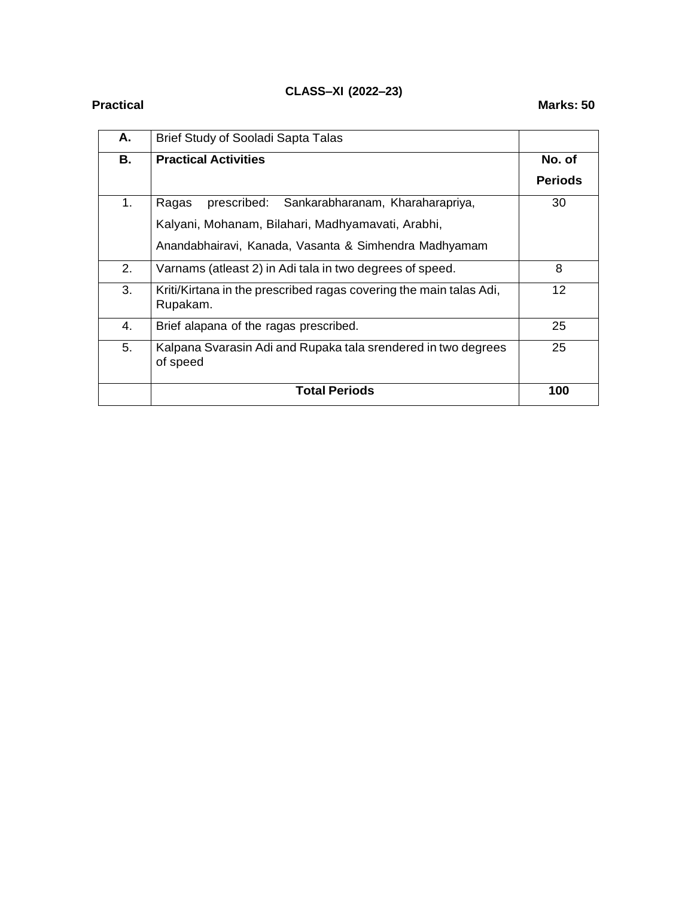## CLASS–XI (2022–23)

**Practical** **Marks: 50**

| A. | Brief Study of Sooladi Sapta Talas | |
|---|---|---|
| **B.** | **Practical Activities** | **No. of Periods** |
| 1. | Ragas prescribed: Sankarabharanam, Kharaharapriya, Kalyani, Mohanam, Bilahari, Madhyamavati, Arabhi, Anandabhairavi, Kanada, Vasanta & Simhendra Madhyamam | 30 |
| 2. | Varnams (atleast 2) in Adi tala in two degrees of speed. | 8 |
| 3. | Kriti/Kirtana in the prescribed ragas covering the main talas Adi, Rupakam. | 12 |
| 4. | Brief alapana of the ragas prescribed. | 25 |
| 5. | Kalpana Svarasin Adi and Rupaka tala srendered in two degrees of speed | 25 |
| | **Total Periods** | **100** |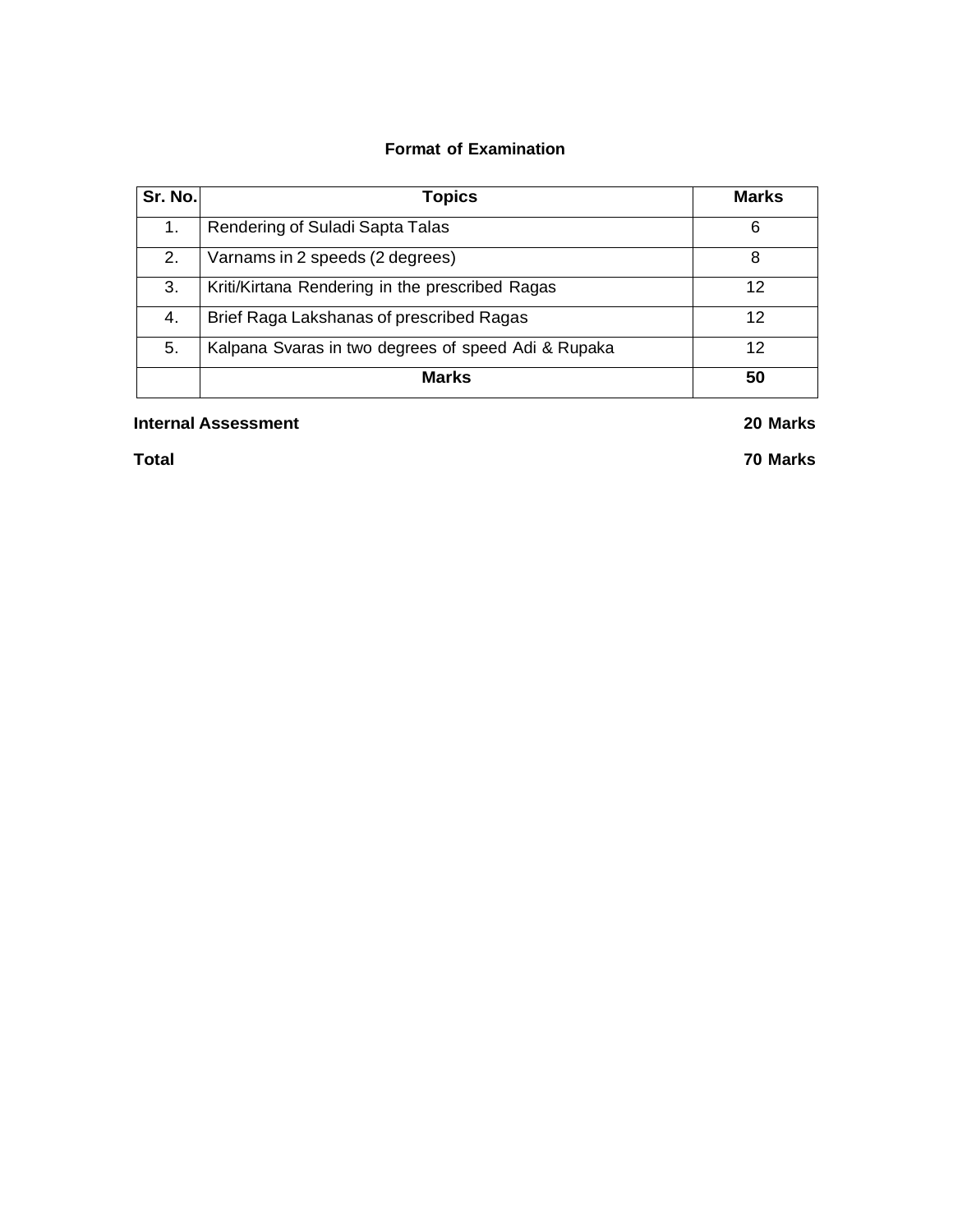## Format of Examination

| Sr. No. | Topics | Marks |
|---|---|---|
| 1. | Rendering of Suladi Sapta Talas | 6 |
| 2. | Varnams in 2 speeds (2 degrees) | 8 |
| 3. | Kriti/Kirtana Rendering in the prescribed Ragas | 12 |
| 4. | Brief Raga Lakshanas of prescribed Ragas | 12 |
| 5. | Kalpana Svaras in two degrees of speed Adi & Rupaka | 12 |
| | **Marks** | **50** |

**Internal Assessment** **20 Marks**

**Total** **70 Marks**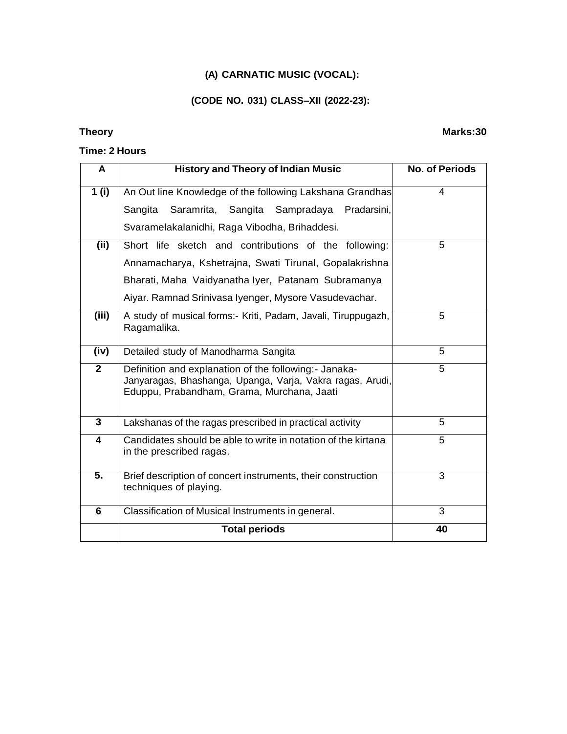### (A) CARNATIC MUSIC (VOCAL):

### (CODE NO. 031) CLASS–XII (2022-23):

**Theory** **Marks:30**

**Time: 2 Hours**

| A | History and Theory of Indian Music | No. of Periods |
|---|---|---|
| 1 (i) | An Out line Knowledge of the following Lakshana Grandhas Sangita Saramrita, Sangita Sampradaya Pradarsini, Svaramelakalanidhi, Raga Vibodha, Brihaddesi. | 4 |
| (ii) | Short life sketch and contributions of the following: Annamacharya, Kshetrajna, Swati Tirunal, Gopalakrishna Bharati, Maha Vaidyanatha Iyer, Patanam Subramanya Aiyar. Ramnad Srinivasa Iyenger, Mysore Vasudevachar. | 5 |
| (iii) | A study of musical forms:- Kriti, Padam, Javali, Tiruppugazh, Ragamalika. | 5 |
| (iv) | Detailed study of Manodharma Sangita | 5 |
| 2 | Definition and explanation of the following:- Janaka-Janyaragas, Bhashanga, Upanga, Varja, Vakra ragas, Arudi, Eduppu, Prabandham, Grama, Murchana, Jaati | 5 |
| 3 | Lakshanas of the ragas prescribed in practical activity | 5 |
| 4 | Candidates should be able to write in notation of the kirtana in the prescribed ragas. | 5 |
| 5. | Brief description of concert instruments, their construction techniques of playing. | 3 |
| 6 | Classification of Musical Instruments in general. | 3 |
| | **Total periods** | **40** |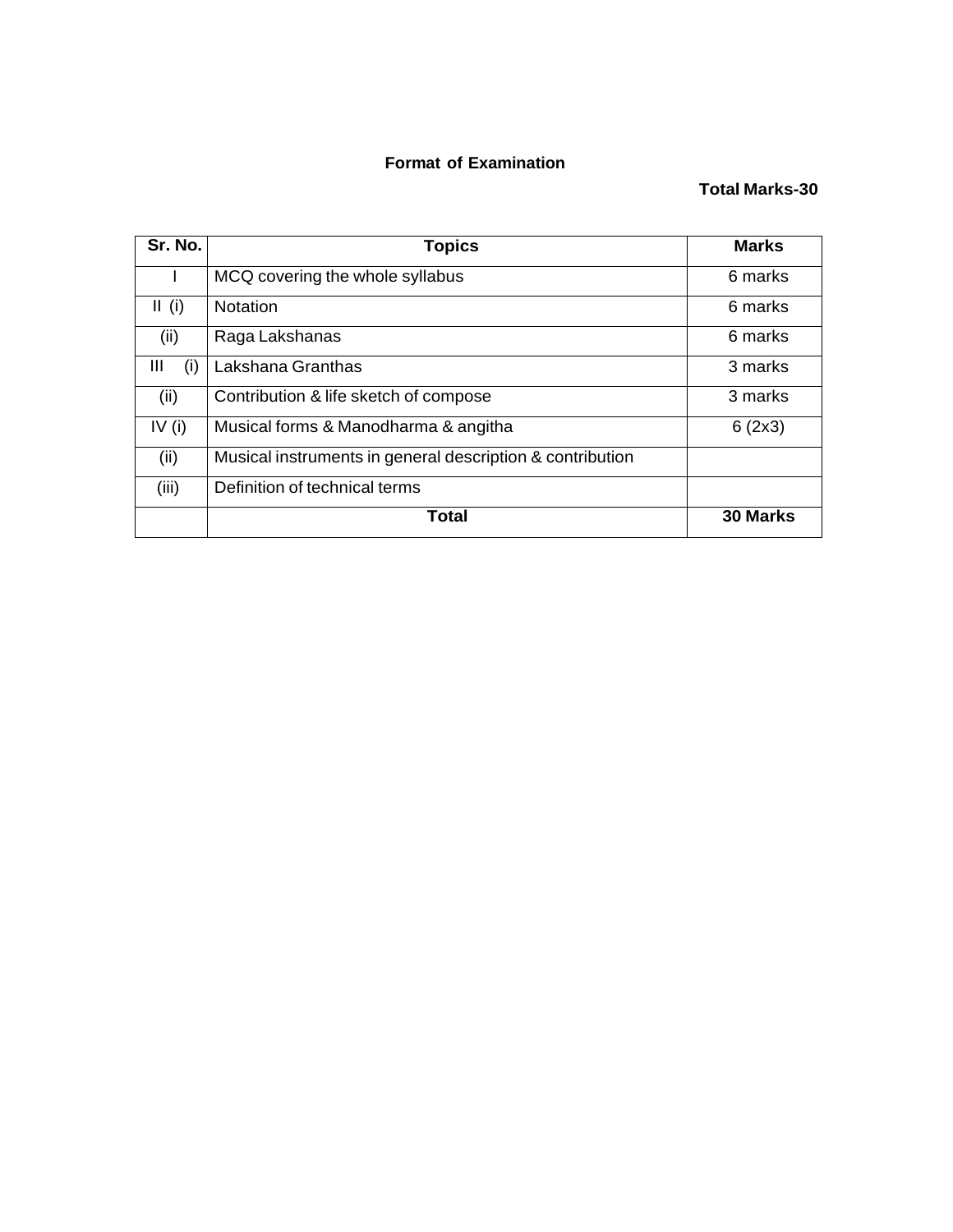**Format of Examination**

**Total Marks-30**

| Sr. No. | Topics | Marks |
|---|---|---|
| I | MCQ covering the whole syllabus | 6 marks |
| II (i) | Notation | 6 marks |
| (ii) | Raga Lakshanas | 6 marks |
| III (i) | Lakshana Granthas | 3 marks |
| (ii) | Contribution & life sketch of compose | 3 marks |
| IV (i) | Musical forms & Manodharma & angitha | 6 (2x3) |
| (ii) | Musical instruments in general description & contribution | |
| (iii) | Definition of technical terms | |
| | **Total** | **30 Marks** |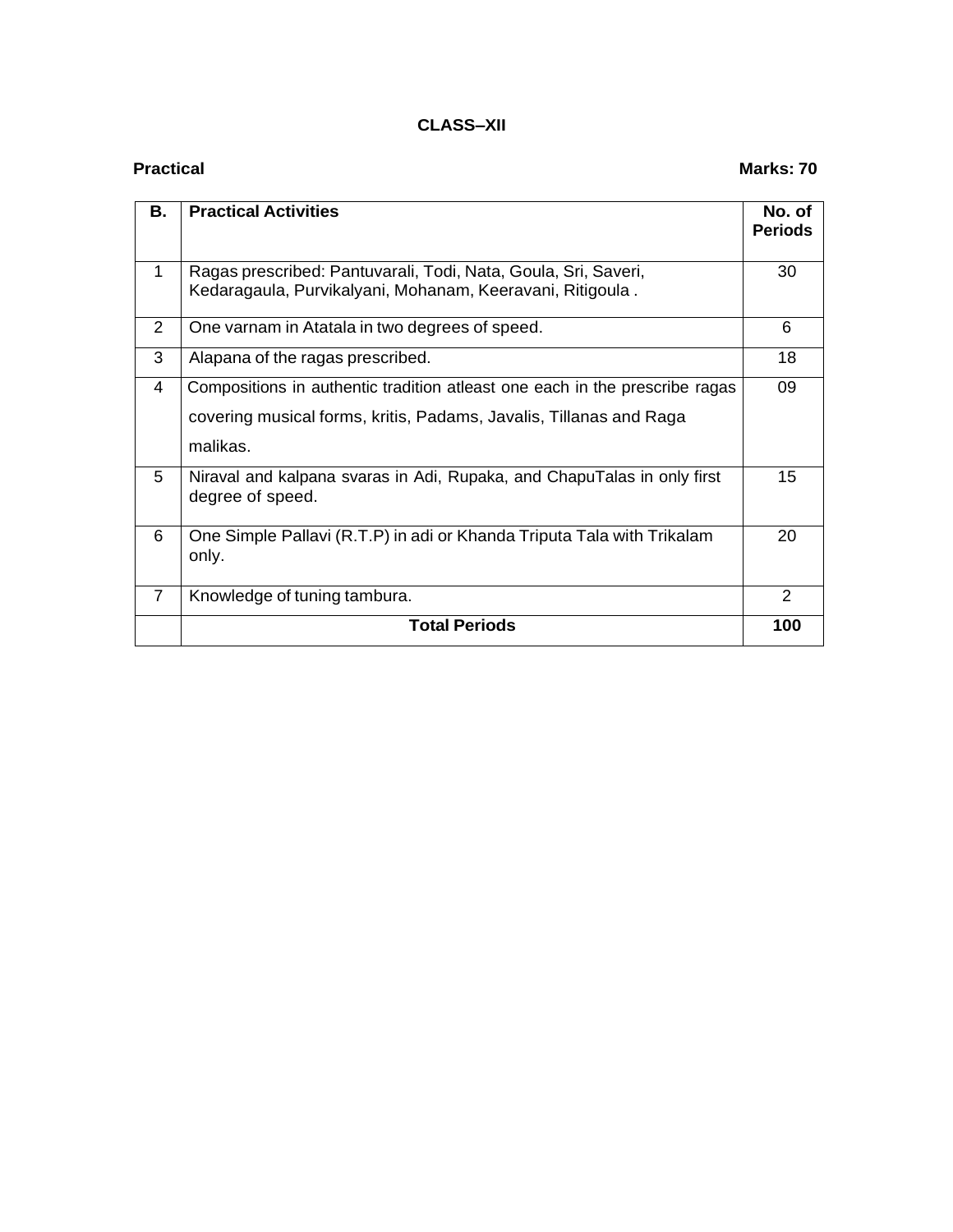## CLASS–XII

**Practical** **Marks: 70**

| B. | Practical Activities | No. of Periods |
|---|---|---|
| 1 | Ragas prescribed: Pantuvarali, Todi, Nata, Goula, Sri, Saveri, Kedaragaula, Purvikalyani, Mohanam, Keeravani, Ritigoula . | 30 |
| 2 | One varnam in Atatala in two degrees of speed. | 6 |
| 3 | Alapana of the ragas prescribed. | 18 |
| 4 | Compositions in authentic tradition atleast one each in the prescribe ragas covering musical forms, kritis, Padams, Javalis, Tillanas and Raga malikas. | 09 |
| 5 | Niraval and kalpana svaras in Adi, Rupaka, and ChapuTalas in only first degree of speed. | 15 |
| 6 | One Simple Pallavi (R.T.P) in adi or Khanda Triputa Tala with Trikalam only. | 20 |
| 7 | Knowledge of tuning tambura. | 2 |
| | **Total Periods** | **100** |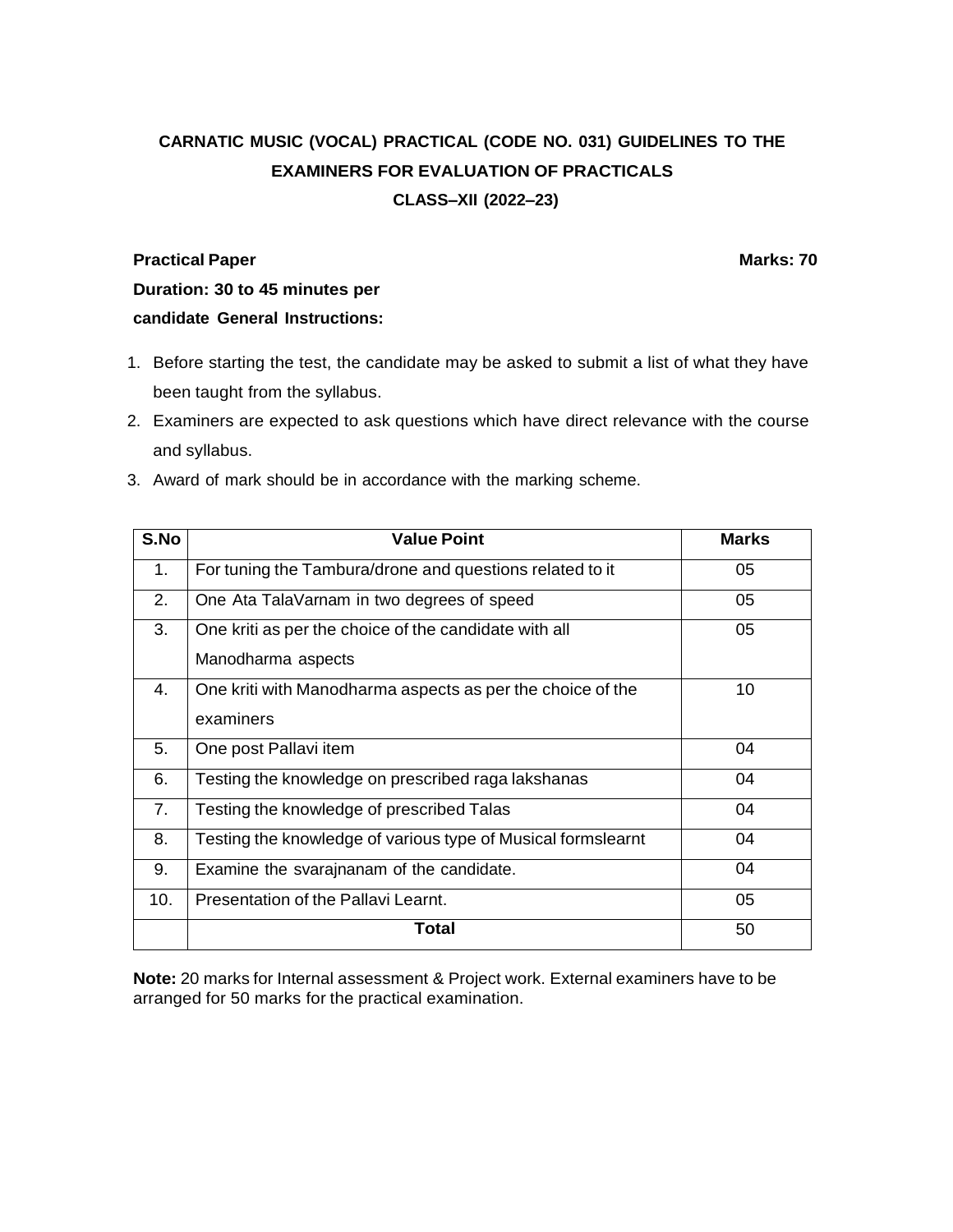# CARNATIC MUSIC (VOCAL) PRACTICAL (CODE NO. 031) GUIDELINES TO THE EXAMINERS FOR EVALUATION OF PRACTICALS

## CLASS–XII (2022–23)

**Practical Paper** **Marks: 70**

**Duration: 30 to 45 minutes per candidate General Instructions:**

1. Before starting the test, the candidate may be asked to submit a list of what they have been taught from the syllabus.
2. Examiners are expected to ask questions which have direct relevance with the course and syllabus.
3. Award of mark should be in accordance with the marking scheme.

| S.No | Value Point | Marks |
|---|---|---|
| 1. | For tuning the Tambura/drone and questions related to it | 05 |
| 2. | One Ata TalaVarnam in two degrees of speed | 05 |
| 3. | One kriti as per the choice of the candidate with all Manodharma aspects | 05 |
| 4. | One kriti with Manodharma aspects as per the choice of the examiners | 10 |
| 5. | One post Pallavi item | 04 |
| 6. | Testing the knowledge on prescribed raga lakshanas | 04 |
| 7. | Testing the knowledge of prescribed Talas | 04 |
| 8. | Testing the knowledge of various type of Musical formslearnt | 04 |
| 9. | Examine the svarajnanam of the candidate. | 04 |
| 10. | Presentation of the Pallavi Learnt. | 05 |
| | **Total** | 50 |

**Note:** 20 marks for Internal assessment & Project work. External examiners have to be arranged for 50 marks for the practical examination.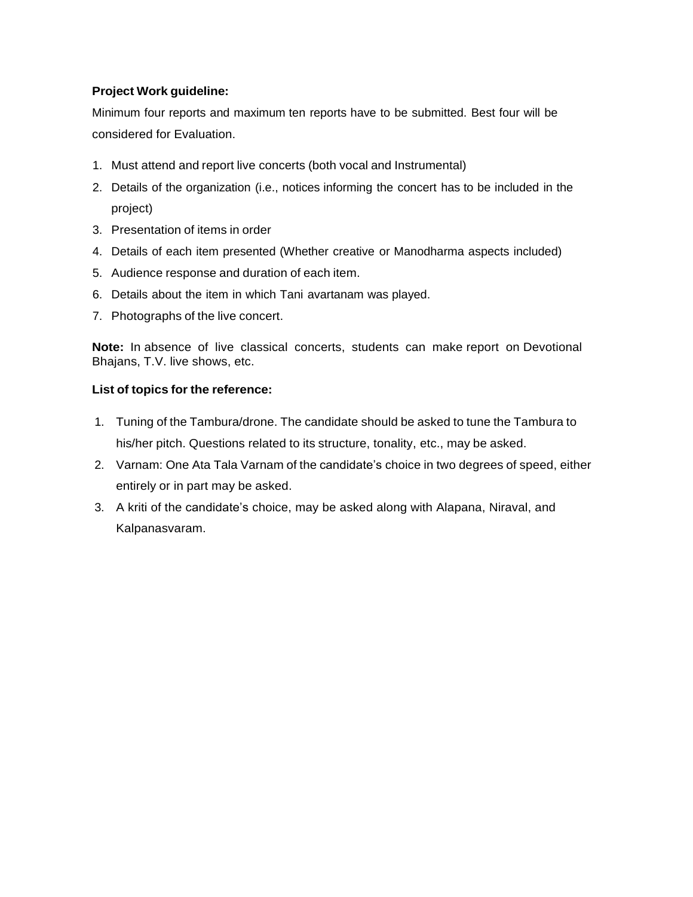**Project Work guideline:**

Minimum four reports and maximum ten reports have to be submitted. Best four will be considered for Evaluation.

1. Must attend and report live concerts (both vocal and Instrumental)
2. Details of the organization (i.e., notices informing the concert has to be included in the project)
3. Presentation of items in order
4. Details of each item presented (Whether creative or Manodharma aspects included)
5. Audience response and duration of each item.
6. Details about the item in which Tani avartanam was played.
7. Photographs of the live concert.

**Note:** In absence of live classical concerts, students can make report on Devotional Bhajans, T.V. live shows, etc.

**List of topics for the reference:**

1. Tuning of the Tambura/drone. The candidate should be asked to tune the Tambura to his/her pitch. Questions related to its structure, tonality, etc., may be asked.
2. Varnam: One Ata Tala Varnam of the candidate's choice in two degrees of speed, either entirely or in part may be asked.
3. A kriti of the candidate's choice, may be asked along with Alapana, Niraval, and Kalpanasvaram.